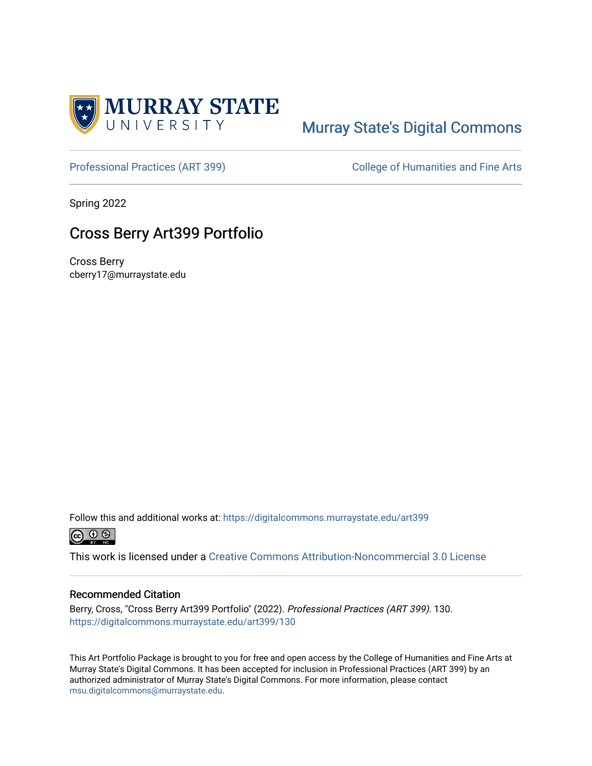Murray State's Digital Commons

Professional Practices (ART 399) | College of Humanities and Fine Arts

Spring 2022

# Cross Berry Art399 Portfolio

Cross Berry
cberry17@murraystate.edu

Follow this and additional works at: https://digitalcommons.murraystate.edu/art399

This work is licensed under a Creative Commons Attribution-Noncommercial 3.0 License

## Recommended Citation

Berry, Cross, "Cross Berry Art399 Portfolio" (2022). *Professional Practices (ART 399)*. 130.
https://digitalcommons.murraystate.edu/art399/130

This Art Portfolio Package is brought to you for free and open access by the College of Humanities and Fine Arts at Murray State's Digital Commons. It has been accepted for inclusion in Professional Practices (ART 399) by an authorized administrator of Murray State's Digital Commons. For more information, please contact msu.digitalcommons@murraystate.edu.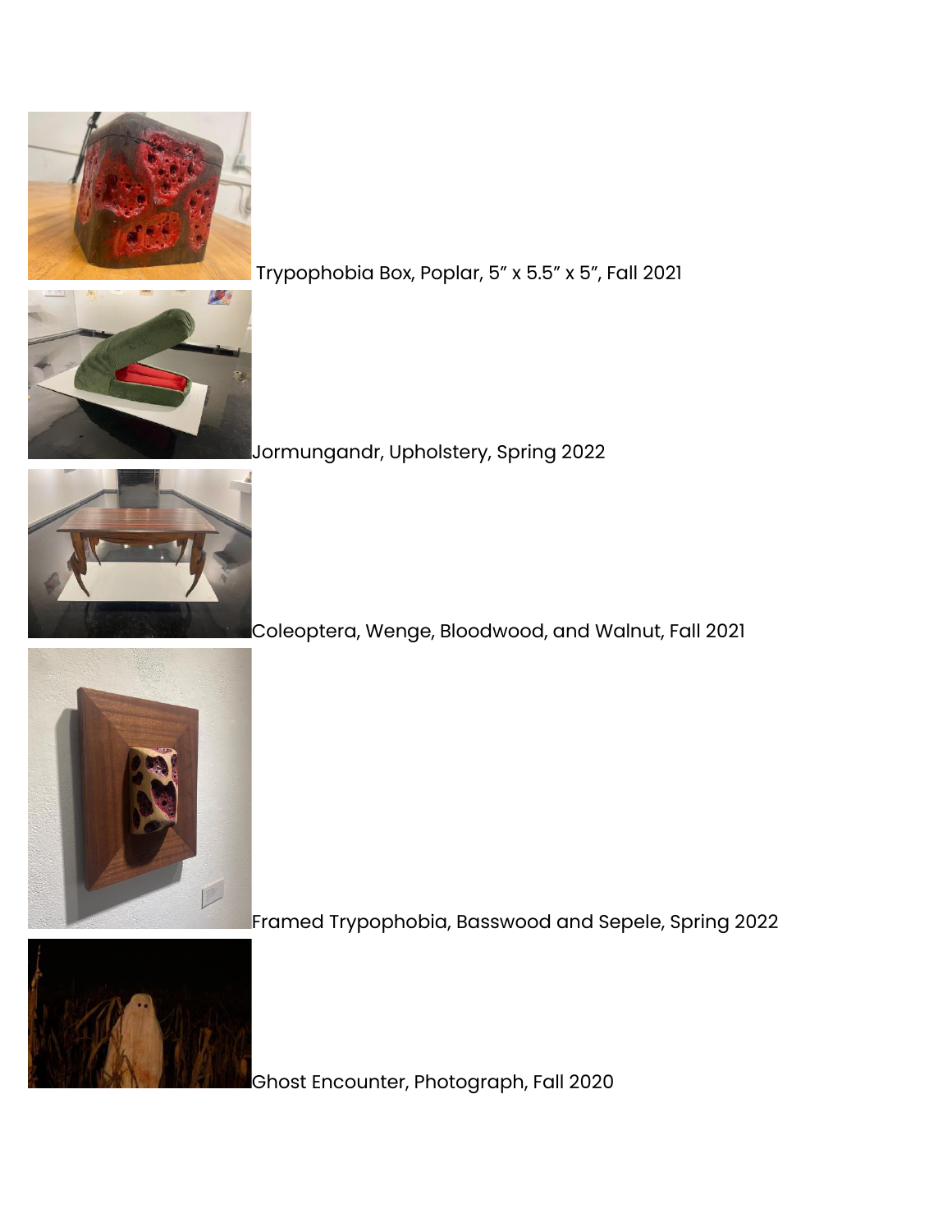Trypophobia Box, Poplar, 5” x 5.5” x 5”, Fall 2021

Jormungandr, Upholstery, Spring 2022

Coleoptera, Wenge, Bloodwood, and Walnut, Fall 2021

Framed Trypophobia, Basswood and Sepele, Spring 2022

Ghost Encounter, Photograph, Fall 2020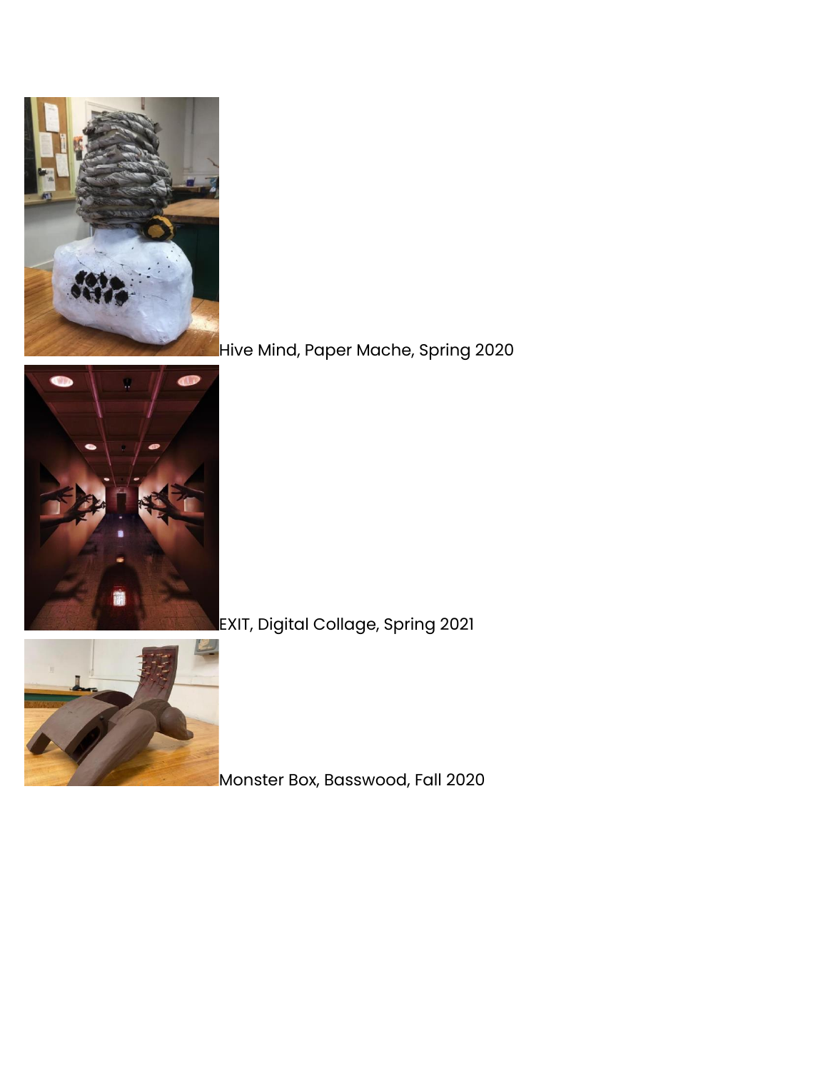Hive Mind, Paper Mache, Spring 2020

EXIT, Digital Collage, Spring 2021

Monster Box, Basswood, Fall 2020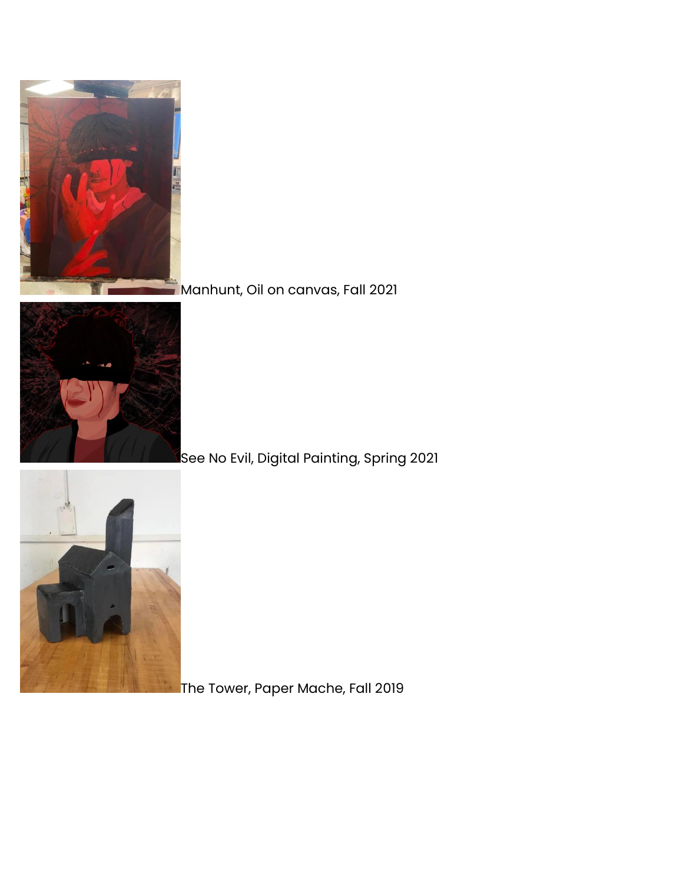Manhunt, Oil on canvas, Fall 2021

See No Evil, Digital Painting, Spring 2021

The Tower, Paper Mache, Fall 2019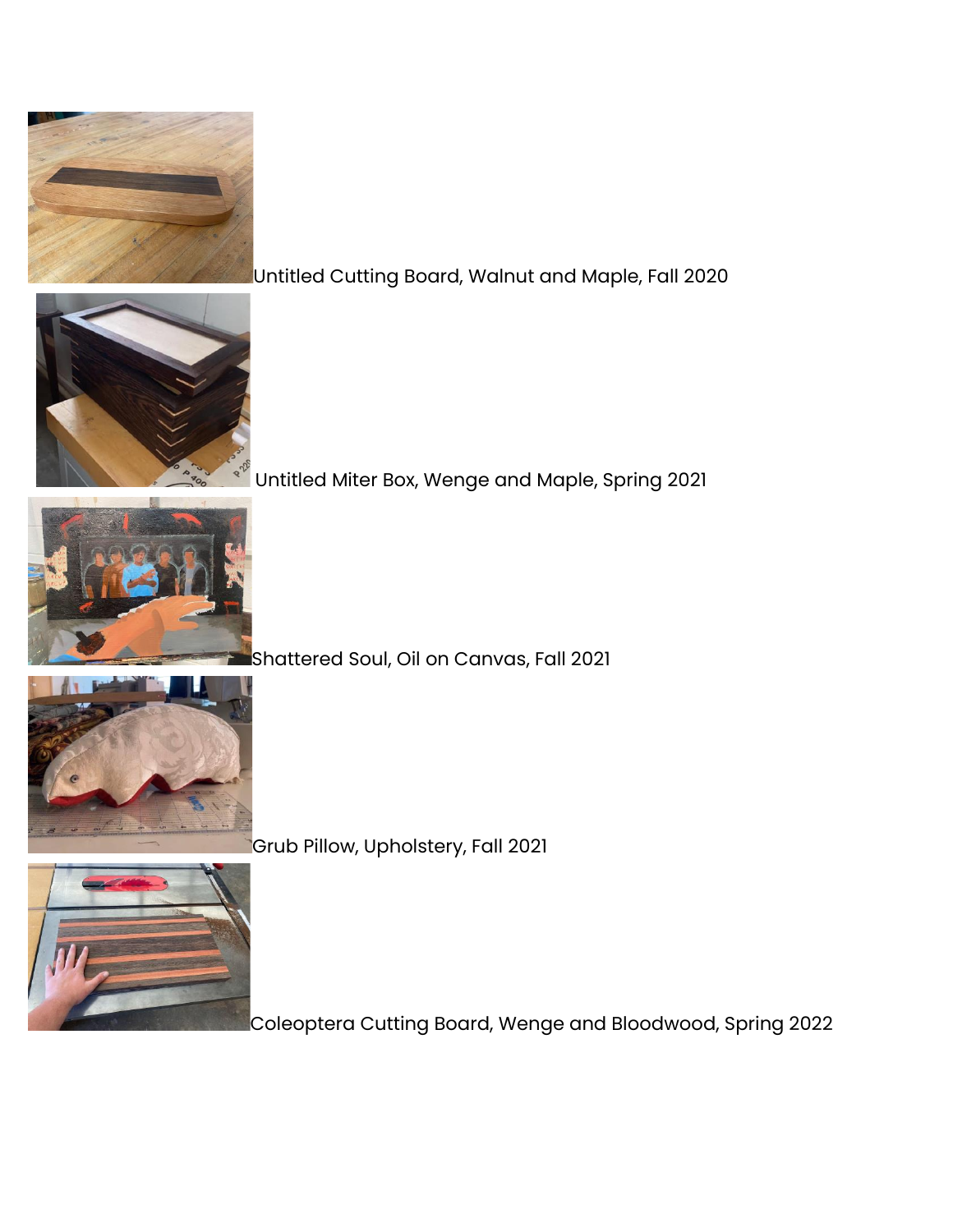Untitled Cutting Board, Walnut and Maple, Fall 2020

Untitled Miter Box, Wenge and Maple, Spring 2021

Shattered Soul, Oil on Canvas, Fall 2021

Grub Pillow, Upholstery, Fall 2021

Coleoptera Cutting Board, Wenge and Bloodwood, Spring 2022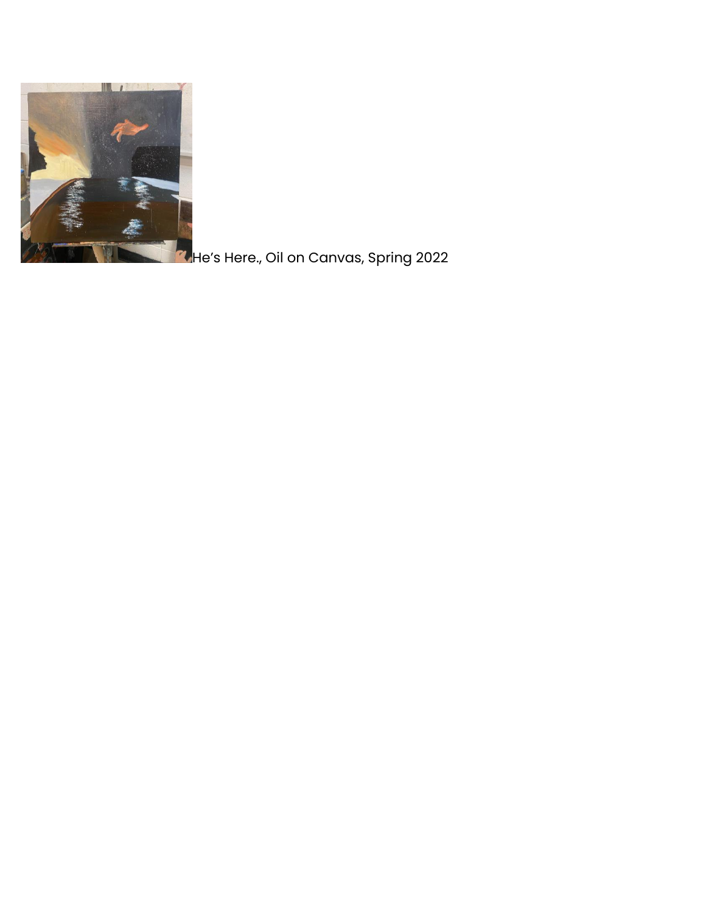He’s Here., Oil on Canvas, Spring 2022